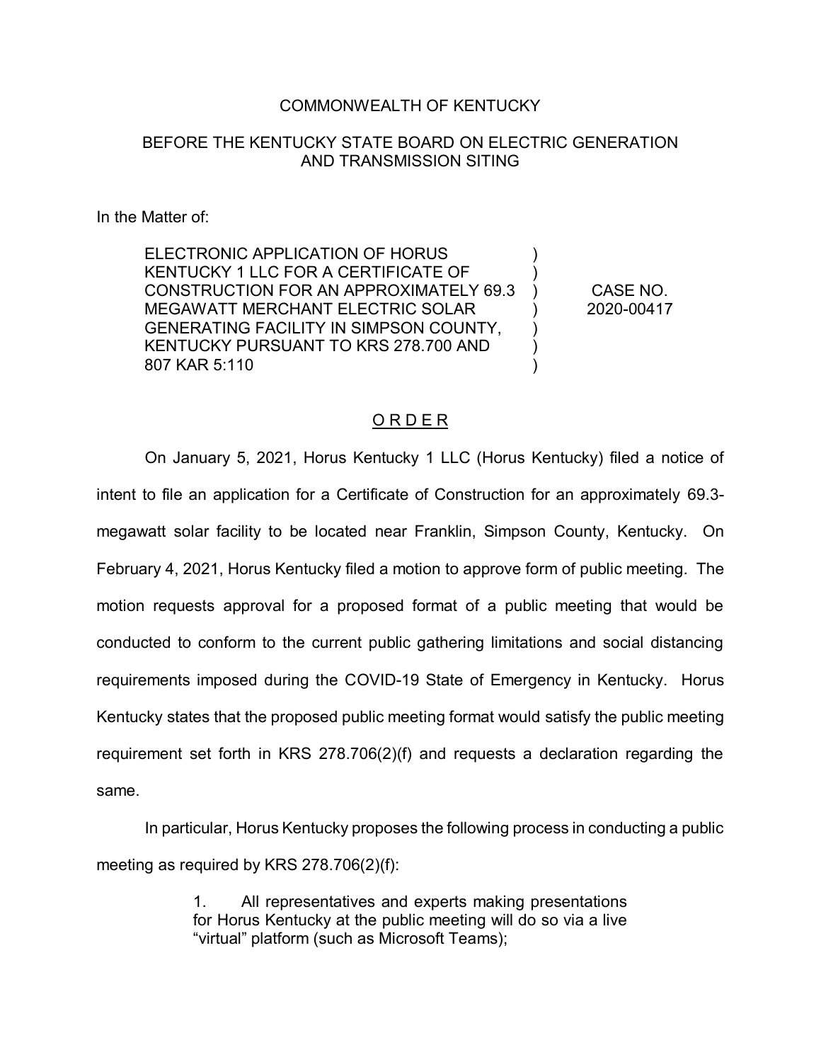COMMONWEALTH OF KENTUCKY

BEFORE THE KENTUCKY STATE BOARD ON ELECTRIC GENERATION AND TRANSMISSION SITING

In the Matter of:

| | | |
|---|---|---|
| ELECTRONIC APPLICATION OF HORUS KENTUCKY 1 LLC FOR A CERTIFICATE OF CONSTRUCTION FOR AN APPROXIMATELY 69.3 MEGAWATT MERCHANT ELECTRIC SOLAR GENERATING FACILITY IN SIMPSON COUNTY, KENTUCKY PURSUANT TO KRS 278.700 AND 807 KAR 5:110 | ) ) ) ) ) ) ) | CASE NO. 2020-00417 |

## O R D E R

On January 5, 2021, Horus Kentucky 1 LLC (Horus Kentucky) filed a notice of intent to file an application for a Certificate of Construction for an approximately 69.3-megawatt solar facility to be located near Franklin, Simpson County, Kentucky. On February 4, 2021, Horus Kentucky filed a motion to approve form of public meeting. The motion requests approval for a proposed format of a public meeting that would be conducted to conform to the current public gathering limitations and social distancing requirements imposed during the COVID-19 State of Emergency in Kentucky. Horus Kentucky states that the proposed public meeting format would satisfy the public meeting requirement set forth in KRS 278.706(2)(f) and requests a declaration regarding the same.

In particular, Horus Kentucky proposes the following process in conducting a public meeting as required by KRS 278.706(2)(f):

> 1. All representatives and experts making presentations for Horus Kentucky at the public meeting will do so via a live "virtual" platform (such as Microsoft Teams);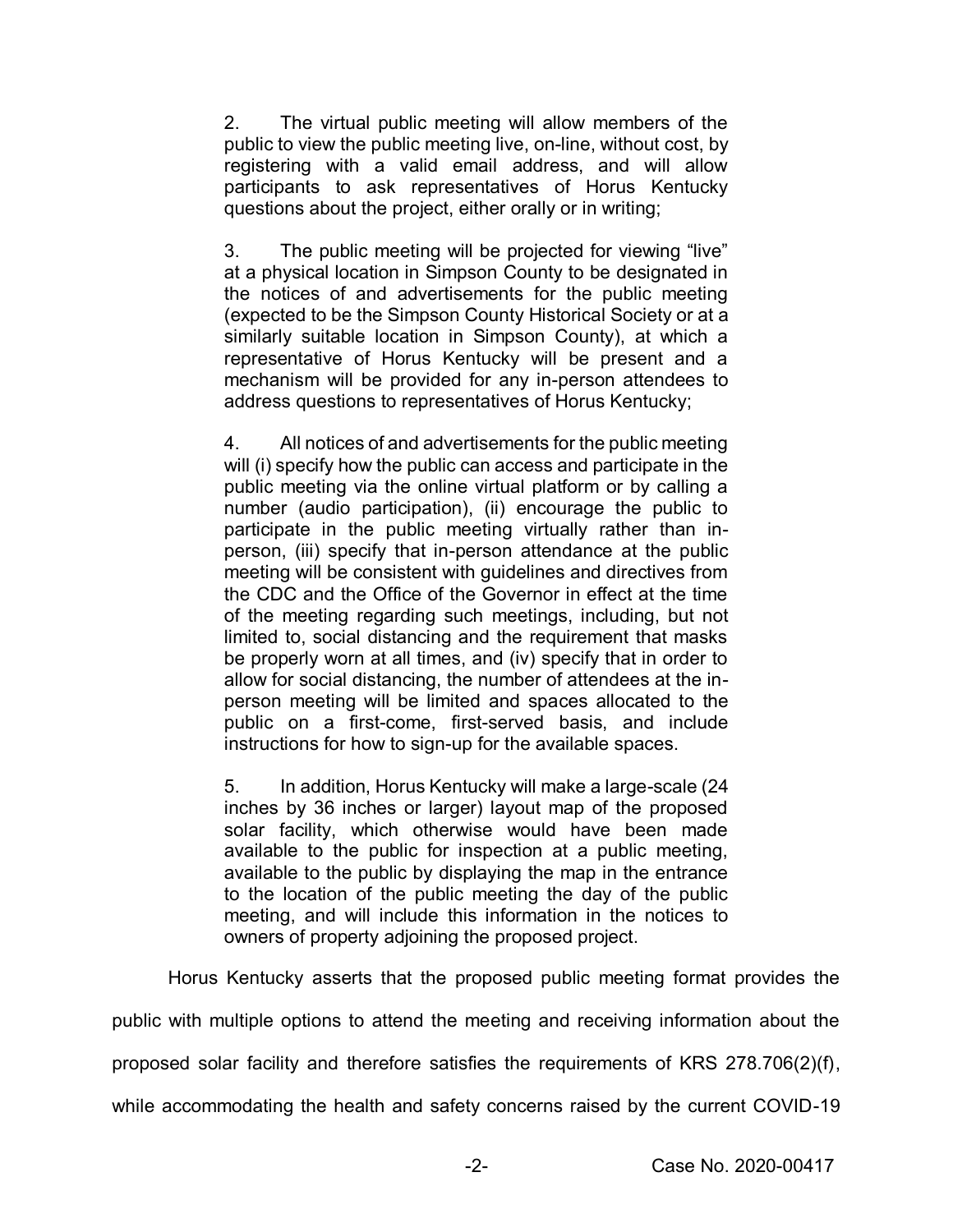2. The virtual public meeting will allow members of the public to view the public meeting live, on-line, without cost, by registering with a valid email address, and will allow participants to ask representatives of Horus Kentucky questions about the project, either orally or in writing;

3. The public meeting will be projected for viewing "live" at a physical location in Simpson County to be designated in the notices of and advertisements for the public meeting (expected to be the Simpson County Historical Society or at a similarly suitable location in Simpson County), at which a representative of Horus Kentucky will be present and a mechanism will be provided for any in-person attendees to address questions to representatives of Horus Kentucky;

4. All notices of and advertisements for the public meeting will (i) specify how the public can access and participate in the public meeting via the online virtual platform or by calling a number (audio participation), (ii) encourage the public to participate in the public meeting virtually rather than in-person, (iii) specify that in-person attendance at the public meeting will be consistent with guidelines and directives from the CDC and the Office of the Governor in effect at the time of the meeting regarding such meetings, including, but not limited to, social distancing and the requirement that masks be properly worn at all times, and (iv) specify that in order to allow for social distancing, the number of attendees at the in-person meeting will be limited and spaces allocated to the public on a first-come, first-served basis, and include instructions for how to sign-up for the available spaces.

5. In addition, Horus Kentucky will make a large-scale (24 inches by 36 inches or larger) layout map of the proposed solar facility, which otherwise would have been made available to the public for inspection at a public meeting, available to the public by displaying the map in the entrance to the location of the public meeting the day of the public meeting, and will include this information in the notices to owners of property adjoining the proposed project.

Horus Kentucky asserts that the proposed public meeting format provides the public with multiple options to attend the meeting and receiving information about the proposed solar facility and therefore satisfies the requirements of KRS 278.706(2)(f), while accommodating the health and safety concerns raised by the current COVID-19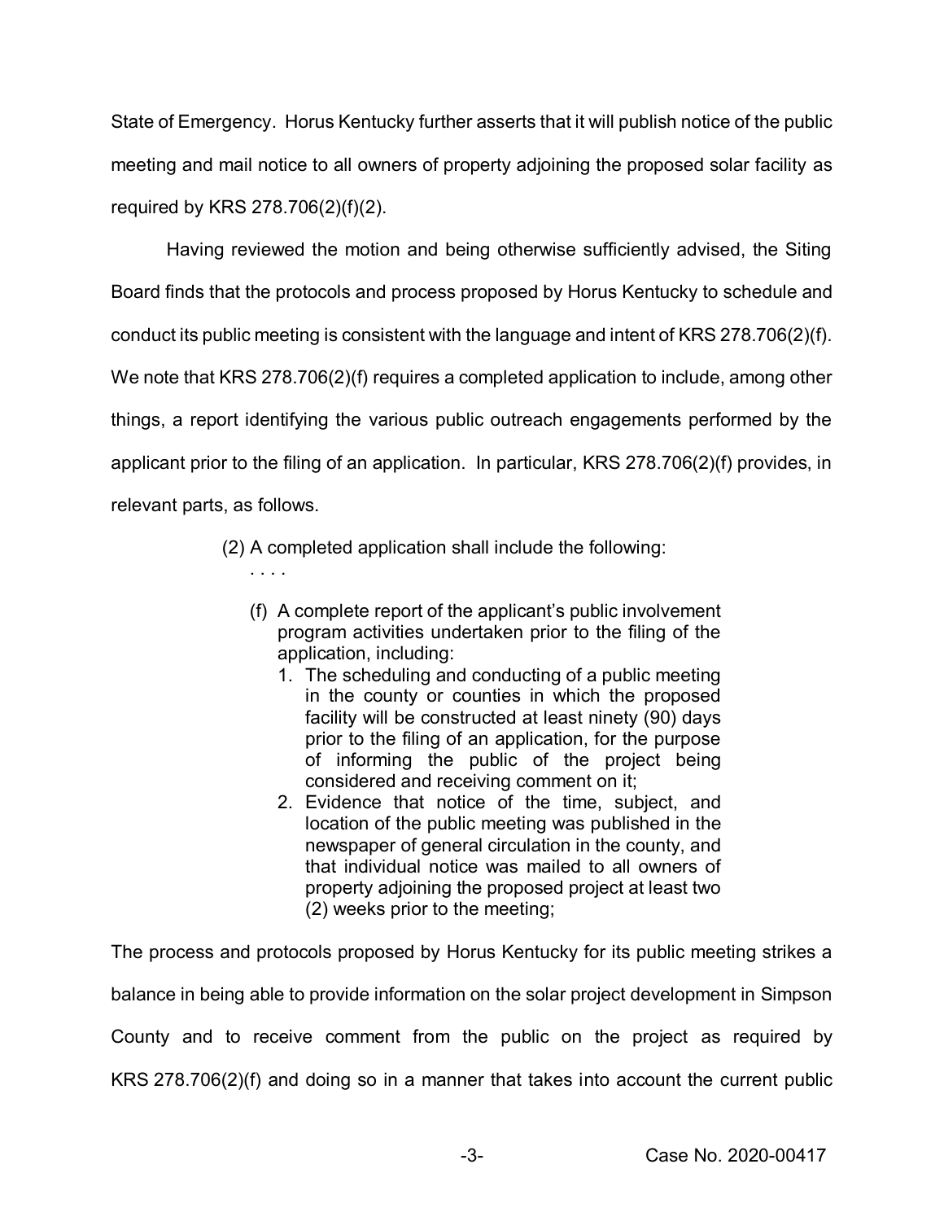State of Emergency. Horus Kentucky further asserts that it will publish notice of the public meeting and mail notice to all owners of property adjoining the proposed solar facility as required by KRS 278.706(2)(f)(2).

Having reviewed the motion and being otherwise sufficiently advised, the Siting Board finds that the protocols and process proposed by Horus Kentucky to schedule and conduct its public meeting is consistent with the language and intent of KRS 278.706(2)(f). We note that KRS 278.706(2)(f) requires a completed application to include, among other things, a report identifying the various public outreach engagements performed by the applicant prior to the filing of an application. In particular, KRS 278.706(2)(f) provides, in relevant parts, as follows.

> (2) A completed application shall include the following:
>
> . . . .
>
> (f) A complete report of the applicant's public involvement program activities undertaken prior to the filing of the application, including:
>
> 1. The scheduling and conducting of a public meeting in the county or counties in which the proposed facility will be constructed at least ninety (90) days prior to the filing of an application, for the purpose of informing the public of the project being considered and receiving comment on it;
> 2. Evidence that notice of the time, subject, and location of the public meeting was published in the newspaper of general circulation in the county, and that individual notice was mailed to all owners of property adjoining the proposed project at least two (2) weeks prior to the meeting;

The process and protocols proposed by Horus Kentucky for its public meeting strikes a balance in being able to provide information on the solar project development in Simpson County and to receive comment from the public on the project as required by KRS 278.706(2)(f) and doing so in a manner that takes into account the current public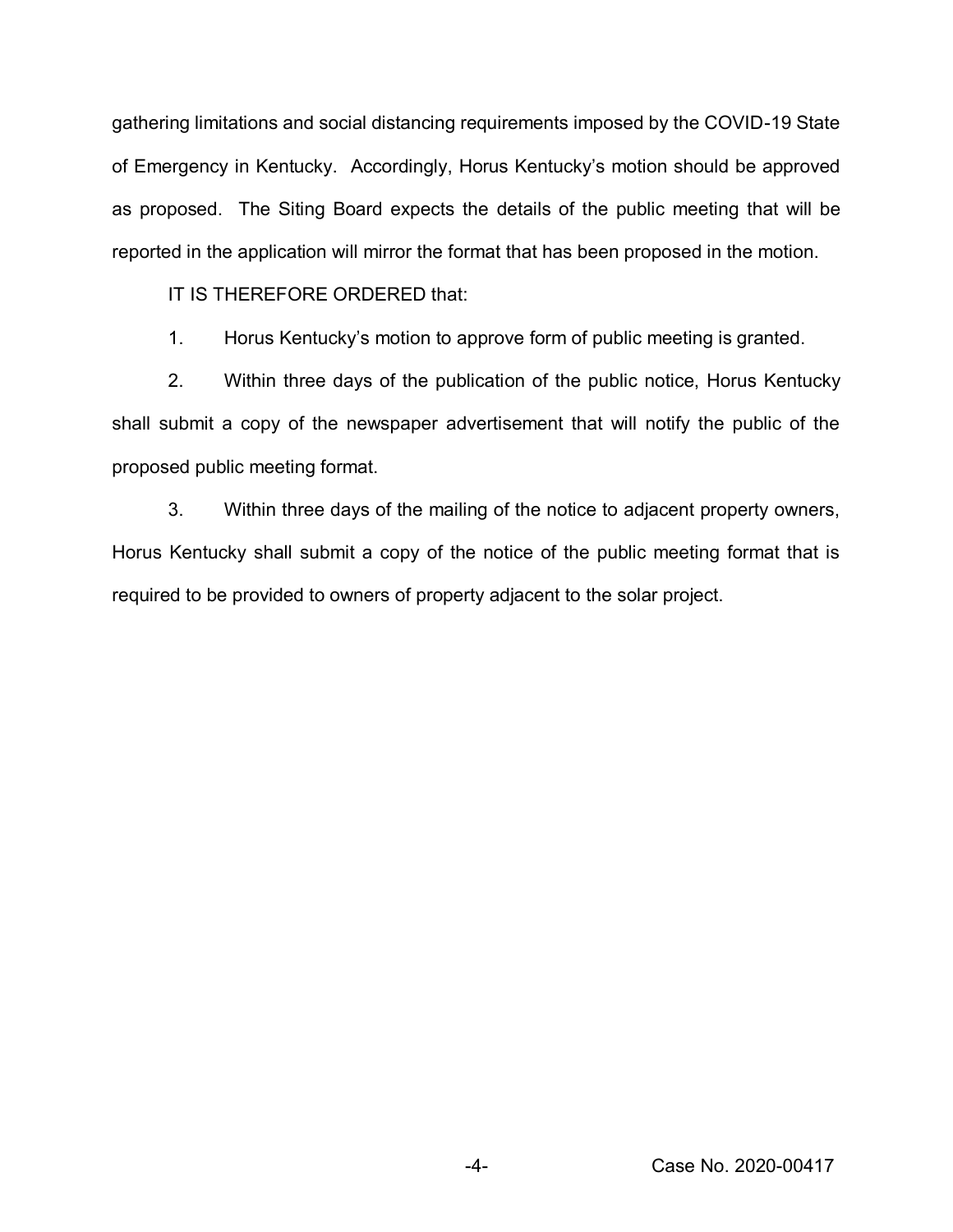gathering limitations and social distancing requirements imposed by the COVID-19 State of Emergency in Kentucky. Accordingly, Horus Kentucky's motion should be approved as proposed. The Siting Board expects the details of the public meeting that will be reported in the application will mirror the format that has been proposed in the motion.

IT IS THEREFORE ORDERED that:

1. Horus Kentucky's motion to approve form of public meeting is granted.

2. Within three days of the publication of the public notice, Horus Kentucky shall submit a copy of the newspaper advertisement that will notify the public of the proposed public meeting format.

3. Within three days of the mailing of the notice to adjacent property owners, Horus Kentucky shall submit a copy of the notice of the public meeting format that is required to be provided to owners of property adjacent to the solar project.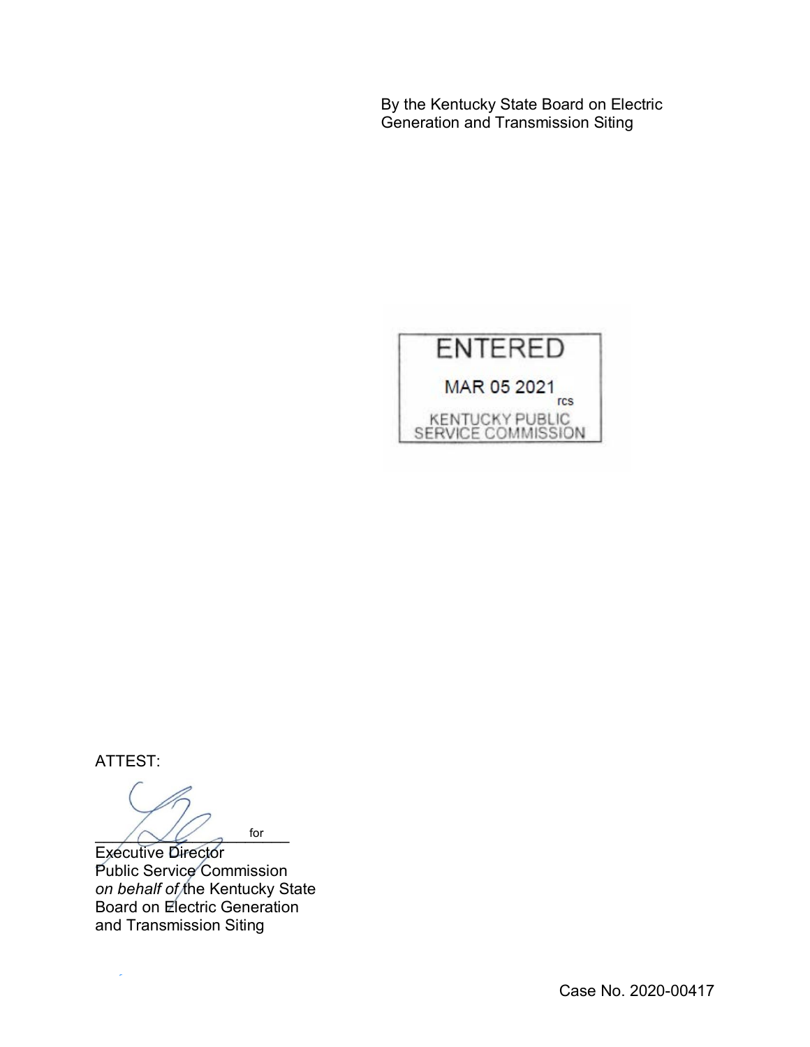By the Kentucky State Board on Electric Generation and Transmission Siting

ENTERED

MAR 05 2021

rcs

KENTUCKY PUBLIC SERVICE COMMISSION

ATTEST:

_____________________ for

Executive Director
Public Service Commission
*on behalf of* the Kentucky State Board on Electric Generation and Transmission Siting

Case No. 2020-00417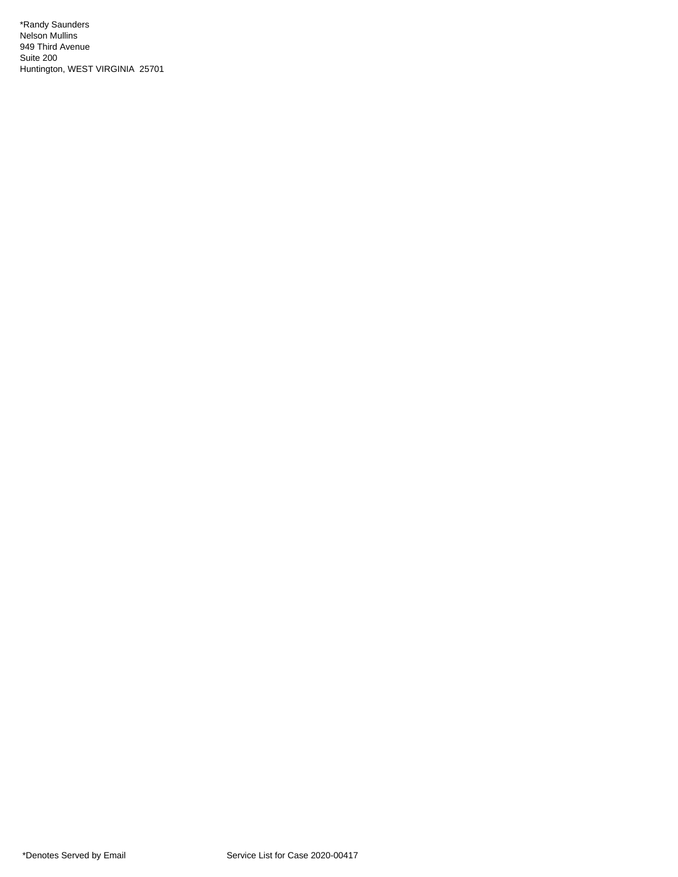*Randy Saunders
Nelson Mullins
949 Third Avenue
Suite 200
Huntington, WEST VIRGINIA  25701

*Denotes Served by Email

Service List for Case 2020-00417